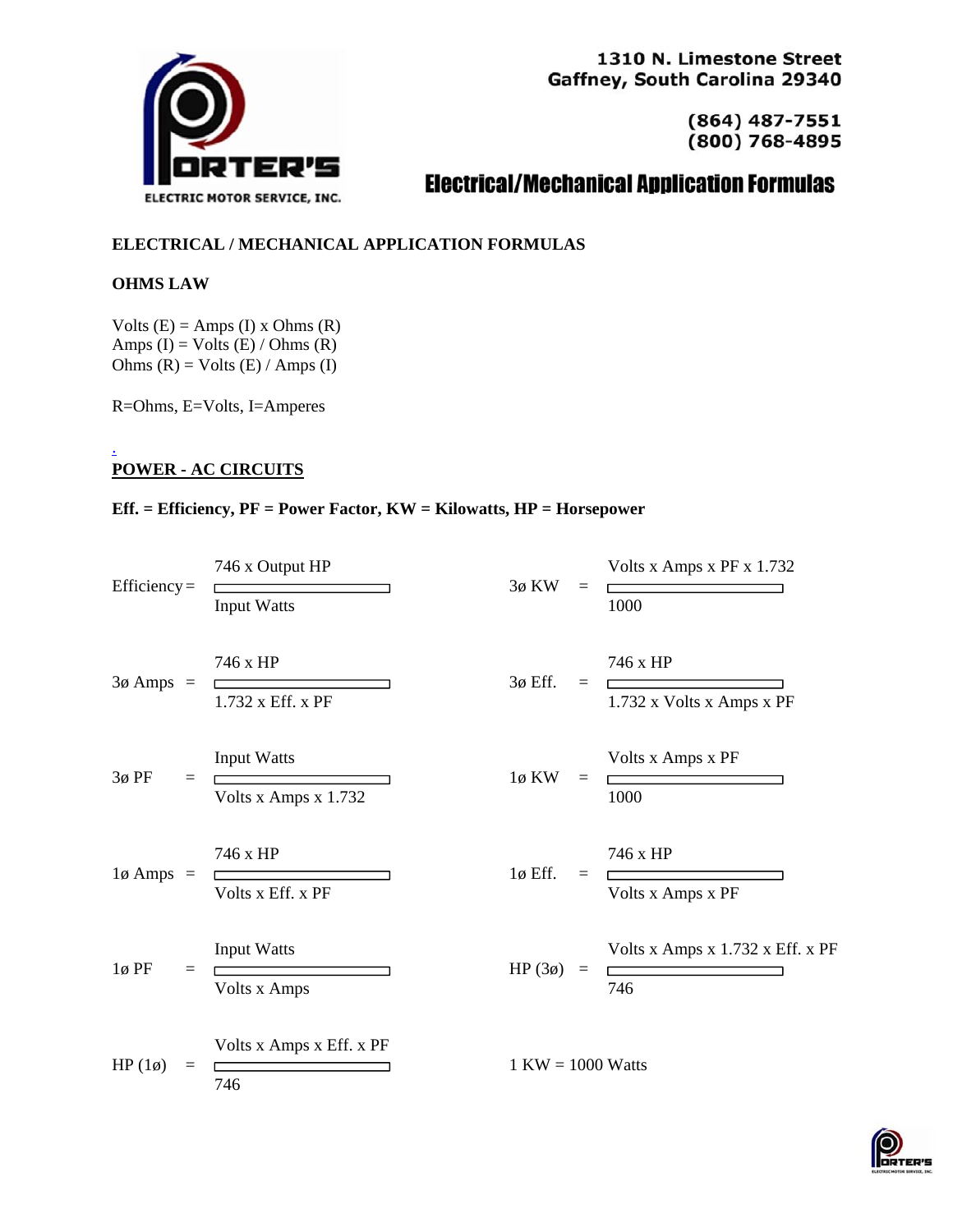1310 N. Limestone Street
Gaffney, South Carolina 29340

(864) 487-7551
(800) 768-4895

# Electrical/Mechanical Application Formulas

## ELECTRICAL / MECHANICAL APPLICATION FORMULAS

### OHMS LAW

Volts (E) = Amps (I) x Ohms (R)
Amps (I) = Volts (E) / Ohms (R)
Ohms (R) = Volts (E) / Amps (I)

R=Ohms, E=Volts, I=Amperes

### POWER - AC CIRCUITS

**Eff. = Efficiency, PF = Power Factor, KW = Kilowatts, HP = Horsepower**

$$\text{Efficiency} = \frac{746 \times \text{Output HP}}{\text{Input Watts}}$$

$$3ø\ \text{KW} = \frac{\text{Volts} \times \text{Amps} \times \text{PF} \times 1.732}{1000}$$

$$3ø\ \text{Amps} = \frac{746 \times \text{HP}}{1.732 \times \text{Eff.} \times \text{PF}}$$

$$3ø\ \text{Eff.} = \frac{746 \times \text{HP}}{1.732 \times \text{Volts} \times \text{Amps} \times \text{PF}}$$

$$3ø\ \text{PF} = \frac{\text{Input Watts}}{\text{Volts} \times \text{Amps} \times 1.732}$$

$$1ø\ \text{KW} = \frac{\text{Volts} \times \text{Amps} \times \text{PF}}{1000}$$

$$1ø\ \text{Amps} = \frac{746 \times \text{HP}}{\text{Volts} \times \text{Eff.} \times \text{PF}}$$

$$1ø\ \text{Eff.} = \frac{746 \times \text{HP}}{\text{Volts} \times \text{Amps} \times \text{PF}}$$

$$1ø\ \text{PF} = \frac{\text{Input Watts}}{\text{Volts} \times \text{Amps}}$$

$$\text{HP}\ (3ø) = \frac{\text{Volts} \times \text{Amps} \times 1.732 \times \text{Eff.} \times \text{PF}}{746}$$

$$\text{HP}\ (1ø) = \frac{\text{Volts} \times \text{Amps} \times \text{Eff.} \times \text{PF}}{746}$$

1 KW = 1000 Watts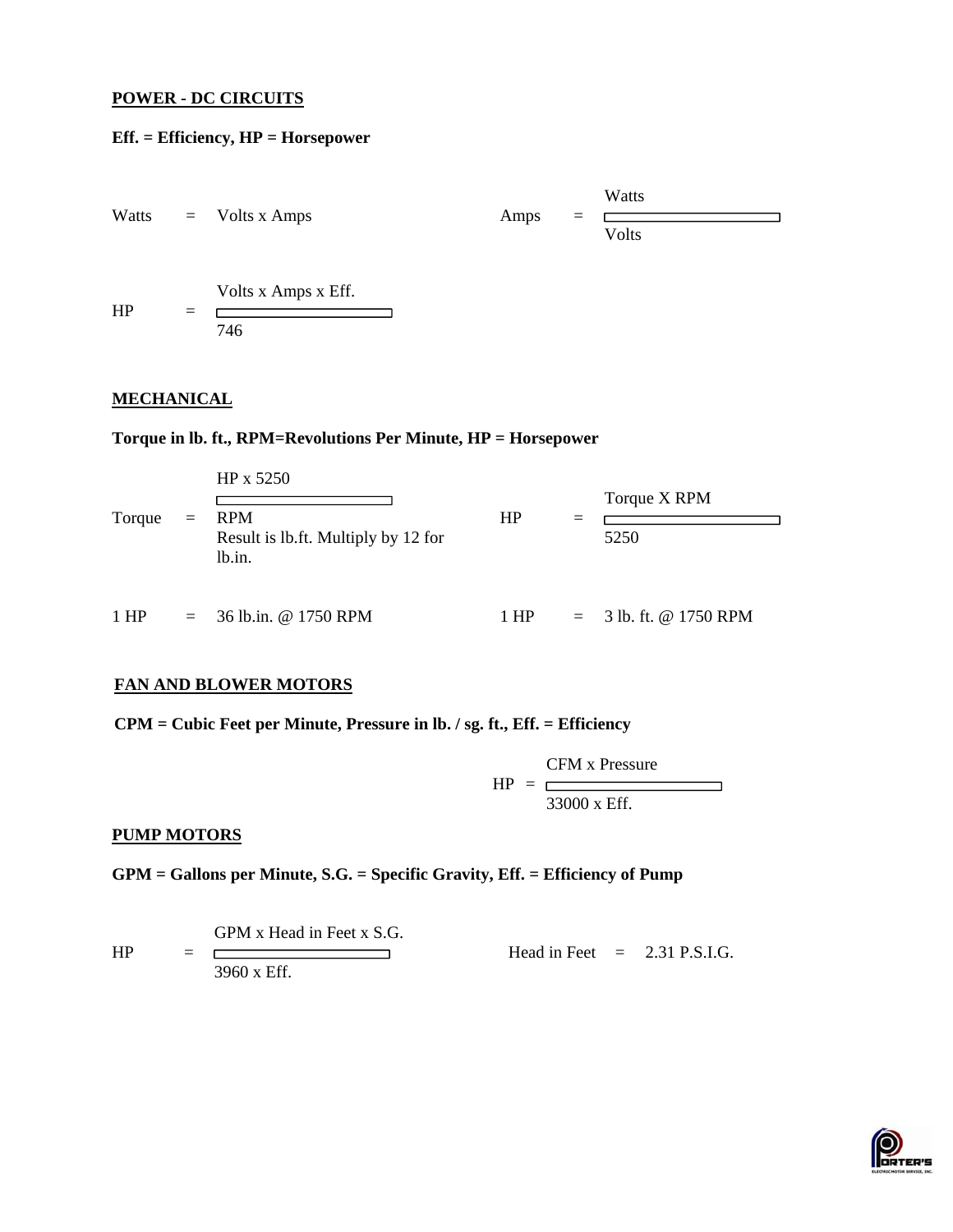## POWER - DC CIRCUITS

**Eff. = Efficiency, HP = Horsepower**

$$\text{Watts} = \text{Volts} \times \text{Amps}$$

$$\text{Amps} = \frac{\text{Watts}}{\text{Volts}}$$

$$\text{HP} = \frac{\text{Volts} \times \text{Amps} \times \text{Eff.}}{746}$$

## MECHANICAL

**Torque in lb. ft., RPM=Revolutions Per Minute, HP = Horsepower**

$$\text{Torque} = \frac{\text{HP} \times 5250}{\text{RPM}}$$

Result is lb.ft. Multiply by 12 for lb.in.

$$\text{HP} = \frac{\text{Torque} \times \text{RPM}}{5250}$$

1 HP = 36 lb.in. @ 1750 RPM

1 HP = 3 lb. ft. @ 1750 RPM

## FAN AND BLOWER MOTORS

**CPM = Cubic Feet per Minute, Pressure in lb. / sg. ft., Eff. = Efficiency**

$$\text{HP} = \frac{\text{CFM} \times \text{Pressure}}{33000 \times \text{Eff.}}$$

## PUMP MOTORS

**GPM = Gallons per Minute, S.G. = Specific Gravity, Eff. = Efficiency of Pump**

$$\text{HP} = \frac{\text{GPM} \times \text{Head in Feet} \times \text{S.G.}}{3960 \times \text{Eff.}}$$

Head in Feet = 2.31 P.S.I.G.